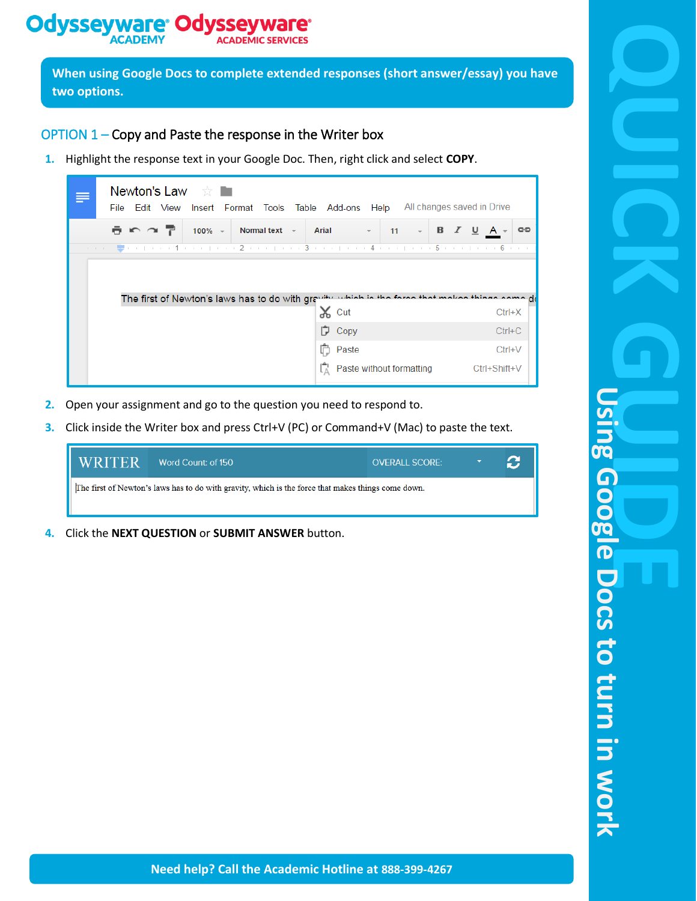When using Google Docs to complete extended responses (short answer/essay) you have two options.

## OPTION 1 – Copy and Paste the response in the Writer box

1. Highlight the response text in your Google Doc. Then, right click and select **COPY**.
2. Open your assignment and go to the question you need to respond to.
3. Click inside the Writer box and press Ctrl+V (PC) or Command+V (Mac) to paste the text.
4. Click the **NEXT QUESTION** or **SUBMIT ANSWER** button.

Need help? Call the Academic Hotline at 888-399-4267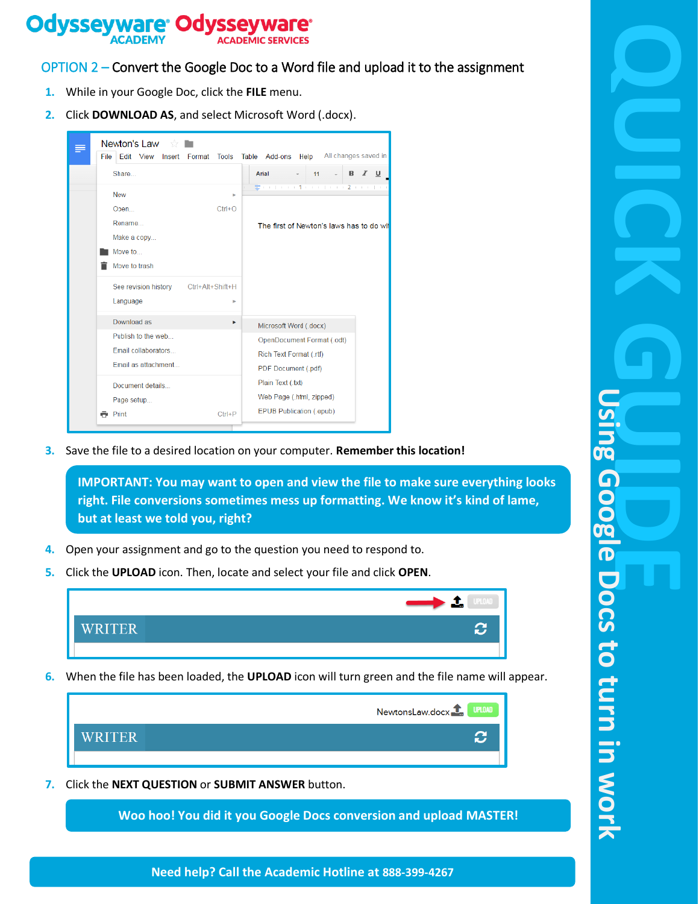## OPTION 2 – Convert the Google Doc to a Word file and upload it to the assignment

1. While in your Google Doc, click the **FILE** menu.
2. Click **DOWNLOAD AS**, and select Microsoft Word (.docx).
3. Save the file to a desired location on your computer. **Remember this location!**

**IMPORTANT: You may want to open and view the file to make sure everything looks right. File conversions sometimes mess up formatting. We know it's kind of lame, but at least we told you, right?**

4. Open your assignment and go to the question you need to respond to.
5. Click the **UPLOAD** icon. Then, locate and select your file and click **OPEN**.
6. When the file has been loaded, the **UPLOAD** icon will turn green and the file name will appear.
7. Click the **NEXT QUESTION** or **SUBMIT ANSWER** button.

**Woo hoo! You did it you Google Docs conversion and upload MASTER!**

**Need help? Call the Academic Hotline at 888-399-4267**